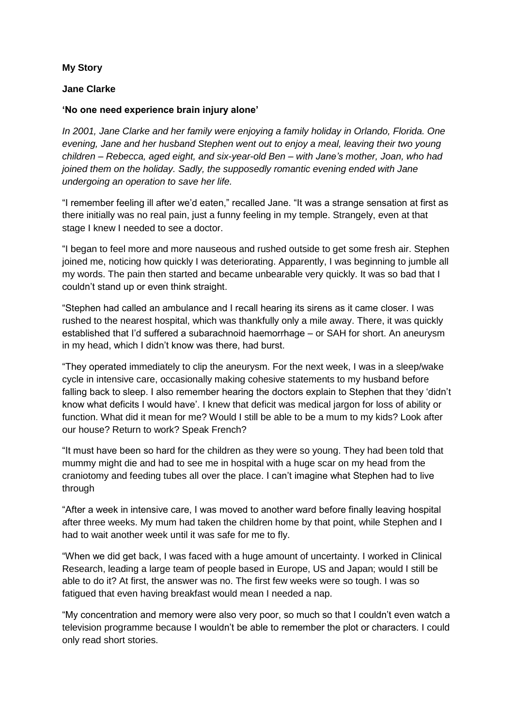**My Story**

**Jane Clarke**

**'No one need experience brain injury alone'**

*In 2001, Jane Clarke and her family were enjoying a family holiday in Orlando, Florida. One evening, Jane and her husband Stephen went out to enjoy a meal, leaving their two young children – Rebecca, aged eight, and six-year-old Ben – with Jane's mother, Joan, who had joined them on the holiday. Sadly, the supposedly romantic evening ended with Jane undergoing an operation to save her life.*

"I remember feeling ill after we'd eaten," recalled Jane. "It was a strange sensation at first as there initially was no real pain, just a funny feeling in my temple. Strangely, even at that stage I knew I needed to see a doctor.

"I began to feel more and more nauseous and rushed outside to get some fresh air. Stephen joined me, noticing how quickly I was deteriorating. Apparently, I was beginning to jumble all my words. The pain then started and became unbearable very quickly. It was so bad that I couldn't stand up or even think straight.

"Stephen had called an ambulance and I recall hearing its sirens as it came closer. I was rushed to the nearest hospital, which was thankfully only a mile away. There, it was quickly established that I'd suffered a subarachnoid haemorrhage – or SAH for short. An aneurysm in my head, which I didn't know was there, had burst.

"They operated immediately to clip the aneurysm. For the next week, I was in a sleep/wake cycle in intensive care, occasionally making cohesive statements to my husband before falling back to sleep. I also remember hearing the doctors explain to Stephen that they 'didn't know what deficits I would have'. I knew that deficit was medical jargon for loss of ability or function. What did it mean for me? Would I still be able to be a mum to my kids? Look after our house? Return to work? Speak French?

"It must have been so hard for the children as they were so young. They had been told that mummy might die and had to see me in hospital with a huge scar on my head from the craniotomy and feeding tubes all over the place. I can't imagine what Stephen had to live through

"After a week in intensive care, I was moved to another ward before finally leaving hospital after three weeks. My mum had taken the children home by that point, while Stephen and I had to wait another week until it was safe for me to fly.

"When we did get back, I was faced with a huge amount of uncertainty. I worked in Clinical Research, leading a large team of people based in Europe, US and Japan; would I still be able to do it? At first, the answer was no. The first few weeks were so tough. I was so fatigued that even having breakfast would mean I needed a nap.

"My concentration and memory were also very poor, so much so that I couldn't even watch a television programme because I wouldn't be able to remember the plot or characters. I could only read short stories.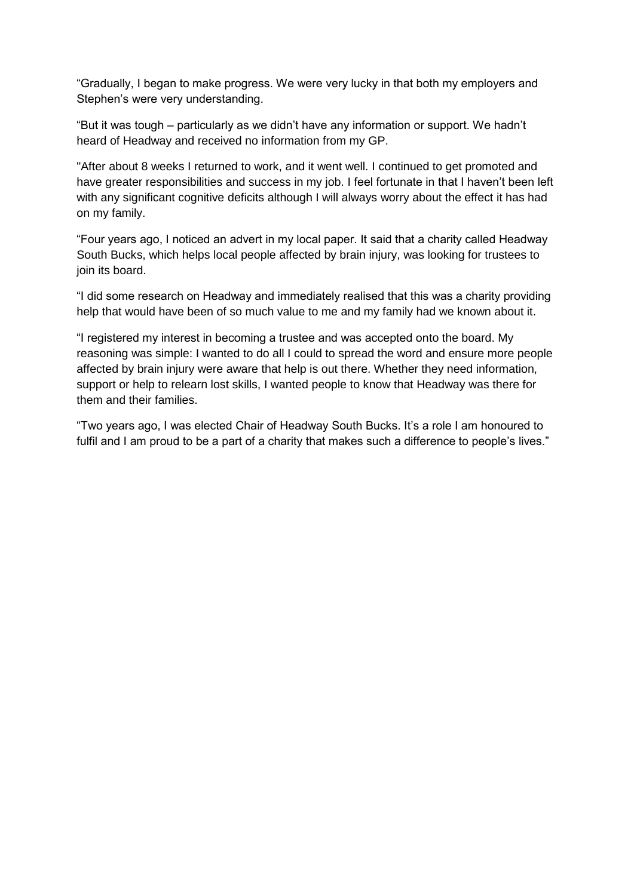“Gradually, I began to make progress. We were very lucky in that both my employers and Stephen’s were very understanding.

“But it was tough – particularly as we didn’t have any information or support. We hadn’t heard of Headway and received no information from my GP.

"After about 8 weeks I returned to work, and it went well. I continued to get promoted and have greater responsibilities and success in my job. I feel fortunate in that I haven’t been left with any significant cognitive deficits although I will always worry about the effect it has had on my family.

“Four years ago, I noticed an advert in my local paper. It said that a charity called Headway South Bucks, which helps local people affected by brain injury, was looking for trustees to join its board.

“I did some research on Headway and immediately realised that this was a charity providing help that would have been of so much value to me and my family had we known about it.

“I registered my interest in becoming a trustee and was accepted onto the board. My reasoning was simple: I wanted to do all I could to spread the word and ensure more people affected by brain injury were aware that help is out there. Whether they need information, support or help to relearn lost skills, I wanted people to know that Headway was there for them and their families.

“Two years ago, I was elected Chair of Headway South Bucks. It’s a role I am honoured to fulfil and I am proud to be a part of a charity that makes such a difference to people’s lives.”